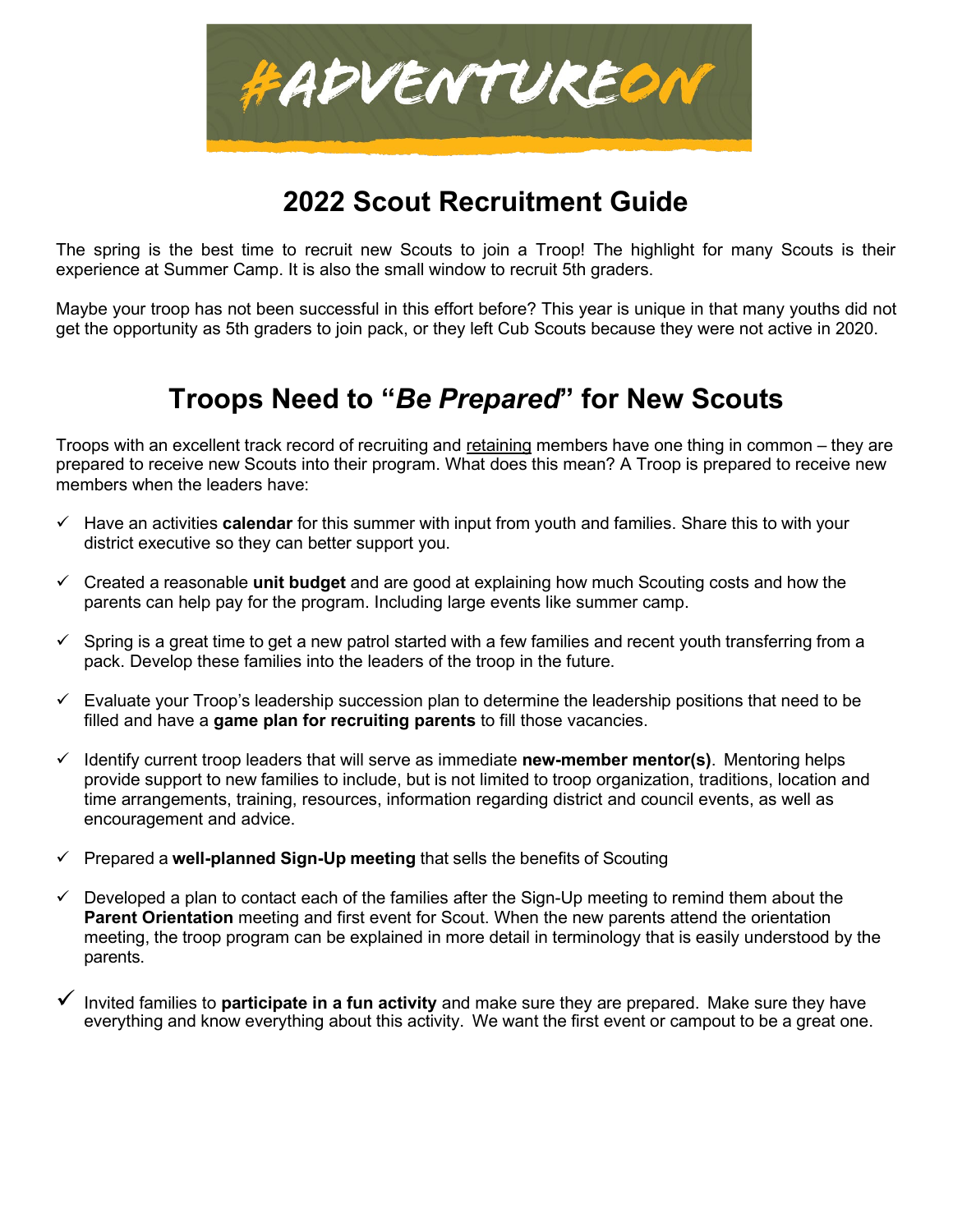#ADVENTUREON

# 2022 Scout Recruitment Guide

The spring is the best time to recruit new Scouts to join a Troop! The highlight for many Scouts is their experience at Summer Camp. It is also the small window to recruit 5th graders.

Maybe your troop has not been successful in this effort before? This year is unique in that many youths did not get the opportunity as 5th graders to join pack, or they left Cub Scouts because they were not active in 2020.

# Troops Need to "*Be Prepared*" for New Scouts

Troops with an excellent track record of recruiting and retaining members have one thing in common – they are prepared to receive new Scouts into their program. What does this mean? A Troop is prepared to receive new members when the leaders have:

- ✓ Have an activities **calendar** for this summer with input from youth and families. Share this to with your district executive so they can better support you.
- ✓ Created a reasonable **unit budget** and are good at explaining how much Scouting costs and how the parents can help pay for the program. Including large events like summer camp.
- ✓ Spring is a great time to get a new patrol started with a few families and recent youth transferring from a pack. Develop these families into the leaders of the troop in the future.
- ✓ Evaluate your Troop's leadership succession plan to determine the leadership positions that need to be filled and have a **game plan for recruiting parents** to fill those vacancies.
- ✓ Identify current troop leaders that will serve as immediate **new-member mentor(s)**. Mentoring helps provide support to new families to include, but is not limited to troop organization, traditions, location and time arrangements, training, resources, information regarding district and council events, as well as encouragement and advice.
- ✓ Prepared a **well-planned Sign-Up meeting** that sells the benefits of Scouting
- ✓ Developed a plan to contact each of the families after the Sign-Up meeting to remind them about the **Parent Orientation** meeting and first event for Scout. When the new parents attend the orientation meeting, the troop program can be explained in more detail in terminology that is easily understood by the parents.
- ✓ Invited families to **participate in a fun activity** and make sure they are prepared. Make sure they have everything and know everything about this activity. We want the first event or campout to be a great one.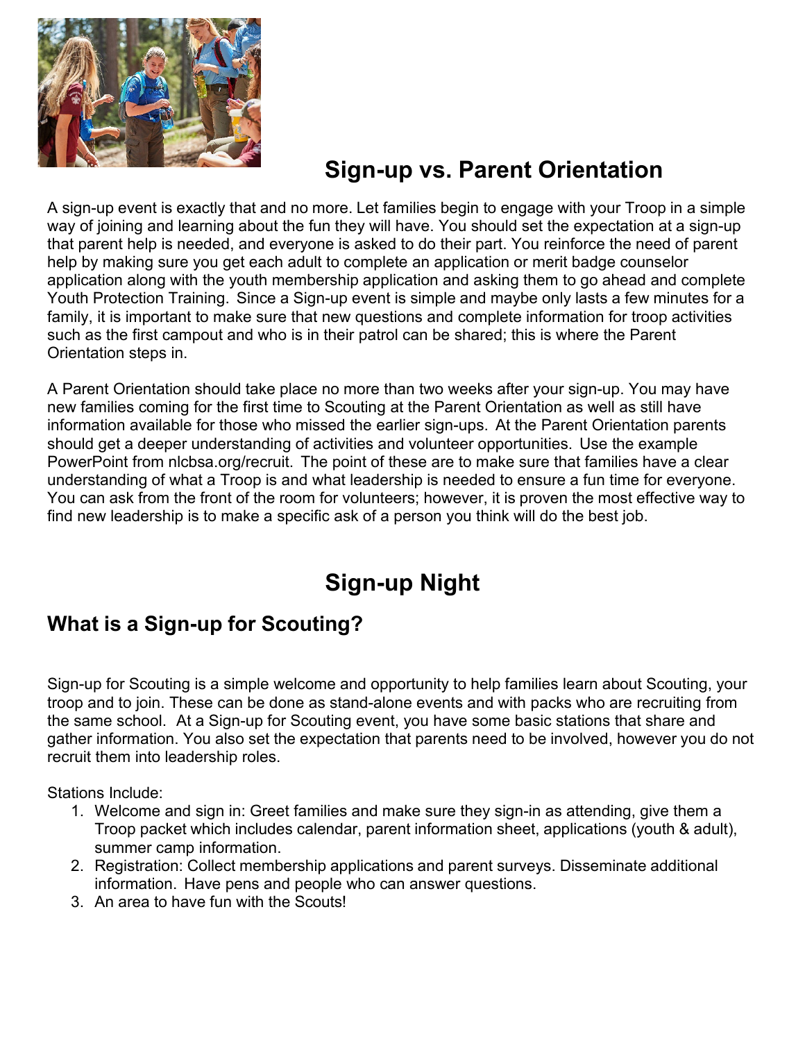# Sign-up vs. Parent Orientation

A sign-up event is exactly that and no more. Let families begin to engage with your Troop in a simple way of joining and learning about the fun they will have. You should set the expectation at a sign-up that parent help is needed, and everyone is asked to do their part. You reinforce the need of parent help by making sure you get each adult to complete an application or merit badge counselor application along with the youth membership application and asking them to go ahead and complete Youth Protection Training. Since a Sign-up event is simple and maybe only lasts a few minutes for a family, it is important to make sure that new questions and complete information for troop activities such as the first campout and who is in their patrol can be shared; this is where the Parent Orientation steps in.

A Parent Orientation should take place no more than two weeks after your sign-up. You may have new families coming for the first time to Scouting at the Parent Orientation as well as still have information available for those who missed the earlier sign-ups. At the Parent Orientation parents should get a deeper understanding of activities and volunteer opportunities. Use the example PowerPoint from nlcbsa.org/recruit. The point of these are to make sure that families have a clear understanding of what a Troop is and what leadership is needed to ensure a fun time for everyone. You can ask from the front of the room for volunteers; however, it is proven the most effective way to find new leadership is to make a specific ask of a person you think will do the best job.

# Sign-up Night

## What is a Sign-up for Scouting?

Sign-up for Scouting is a simple welcome and opportunity to help families learn about Scouting, your troop and to join. These can be done as stand-alone events and with packs who are recruiting from the same school. At a Sign-up for Scouting event, you have some basic stations that share and gather information. You also set the expectation that parents need to be involved, however you do not recruit them into leadership roles.

Stations Include:

1. Welcome and sign in: Greet families and make sure they sign-in as attending, give them a Troop packet which includes calendar, parent information sheet, applications (youth & adult), summer camp information.
2. Registration: Collect membership applications and parent surveys. Disseminate additional information. Have pens and people who can answer questions.
3. An area to have fun with the Scouts!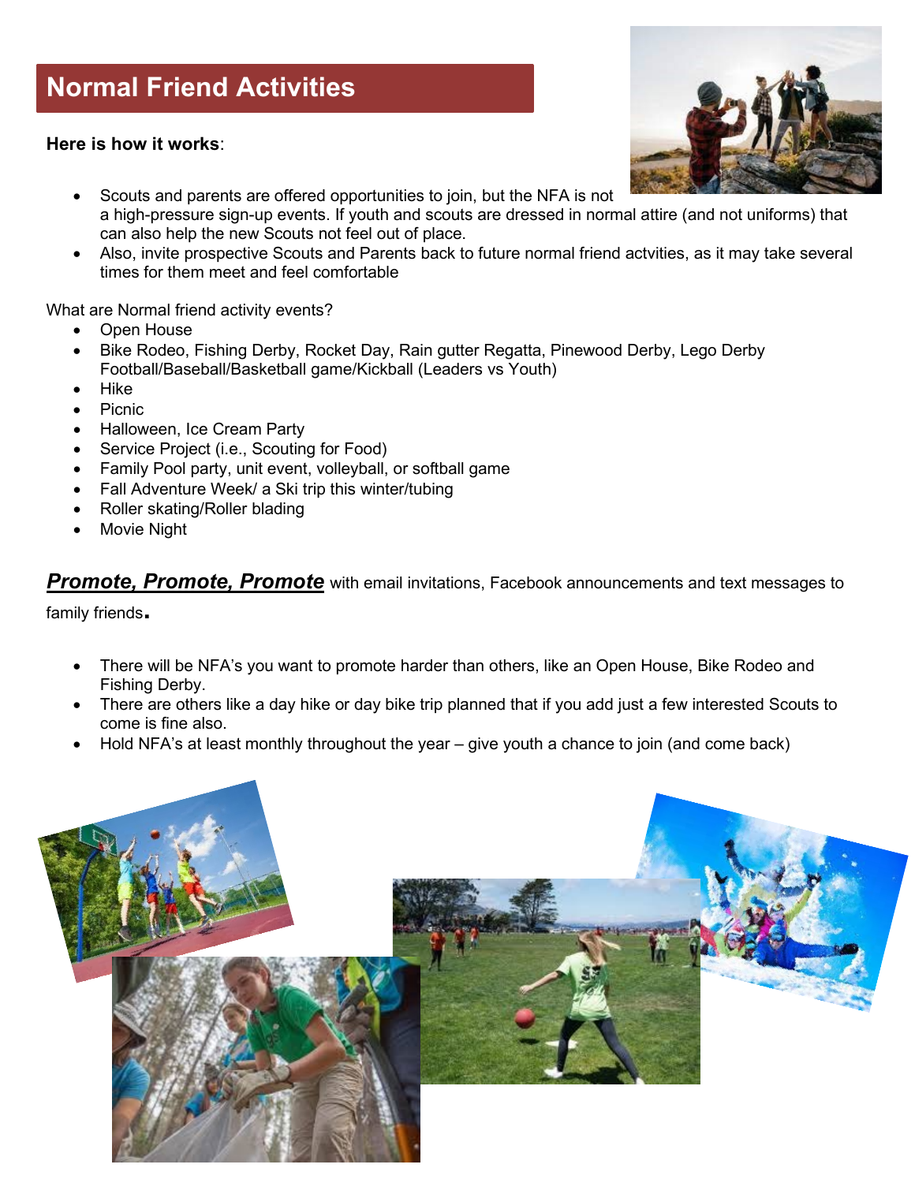# Normal Friend Activities

**Here is how it works**:

- Scouts and parents are offered opportunities to join, but the NFA is not a high-pressure sign-up events. If youth and scouts are dressed in normal attire (and not uniforms) that can also help the new Scouts not feel out of place.
- Also, invite prospective Scouts and Parents back to future normal friend actvities, as it may take several times for them meet and feel comfortable

What are Normal friend activity events?

- Open House
- Bike Rodeo, Fishing Derby, Rocket Day, Rain gutter Regatta, Pinewood Derby, Lego Derby Football/Baseball/Basketball game/Kickball (Leaders vs Youth)
- Hike
- Picnic
- Halloween, Ice Cream Party
- Service Project (i.e., Scouting for Food)
- Family Pool party, unit event, volleyball, or softball game
- Fall Adventure Week/ a Ski trip this winter/tubing
- Roller skating/Roller blading
- Movie Night

***Promote, Promote, Promote*** with email invitations, Facebook announcements and text messages to family friends.

- There will be NFA's you want to promote harder than others, like an Open House, Bike Rodeo and Fishing Derby.
- There are others like a day hike or day bike trip planned that if you add just a few interested Scouts to come is fine also.
- Hold NFA's at least monthly throughout the year – give youth a chance to join (and come back)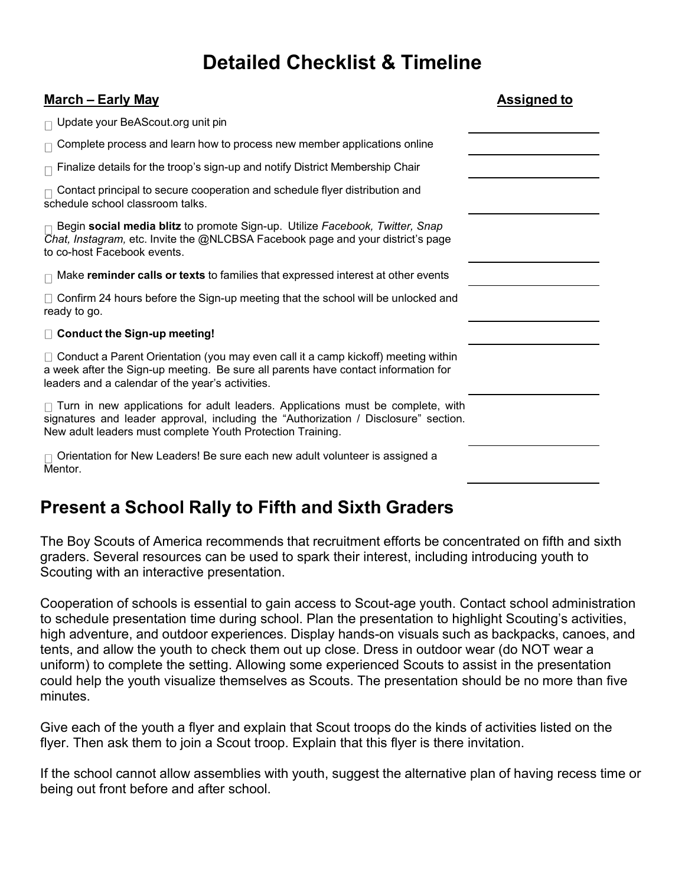# Detailed Checklist & Timeline

| **March – Early May** | **Assigned to** |
|---|---|
| ☐ Update your BeAScout.org unit pin | |
| ☐ Complete process and learn how to process new member applications online | |
| ☐ Finalize details for the troop's sign-up and notify District Membership Chair | |
| ☐ Contact principal to secure cooperation and schedule flyer distribution and schedule school classroom talks. | |
| ☐ Begin **social media blitz** to promote Sign-up. Utilize *Facebook, Twitter, Snap Chat, Instagram,* etc. Invite the @NLCBSA Facebook page and your district's page to co-host Facebook events. | |
| ☐ Make **reminder calls or texts** to families that expressed interest at other events | |
| ☐ Confirm 24 hours before the Sign-up meeting that the school will be unlocked and ready to go. | |
| ☐ **Conduct the Sign-up meeting!** | |
| ☐ Conduct a Parent Orientation (you may even call it a camp kickoff) meeting within a week after the Sign-up meeting. Be sure all parents have contact information for leaders and a calendar of the year's activities. | |
| ☐ Turn in new applications for adult leaders. Applications must be complete, with signatures and leader approval, including the "Authorization / Disclosure" section. New adult leaders must complete Youth Protection Training. | |
| ☐ Orientation for New Leaders! Be sure each new adult volunteer is assigned a Mentor. | |

## Present a School Rally to Fifth and Sixth Graders

The Boy Scouts of America recommends that recruitment efforts be concentrated on fifth and sixth graders. Several resources can be used to spark their interest, including introducing youth to Scouting with an interactive presentation.

Cooperation of schools is essential to gain access to Scout-age youth. Contact school administration to schedule presentation time during school. Plan the presentation to highlight Scouting's activities, high adventure, and outdoor experiences. Display hands-on visuals such as backpacks, canoes, and tents, and allow the youth to check them out up close. Dress in outdoor wear (do NOT wear a uniform) to complete the setting. Allowing some experienced Scouts to assist in the presentation could help the youth visualize themselves as Scouts. The presentation should be no more than five minutes.

Give each of the youth a flyer and explain that Scout troops do the kinds of activities listed on the flyer. Then ask them to join a Scout troop. Explain that this flyer is there invitation.

If the school cannot allow assemblies with youth, suggest the alternative plan of having recess time or being out front before and after school.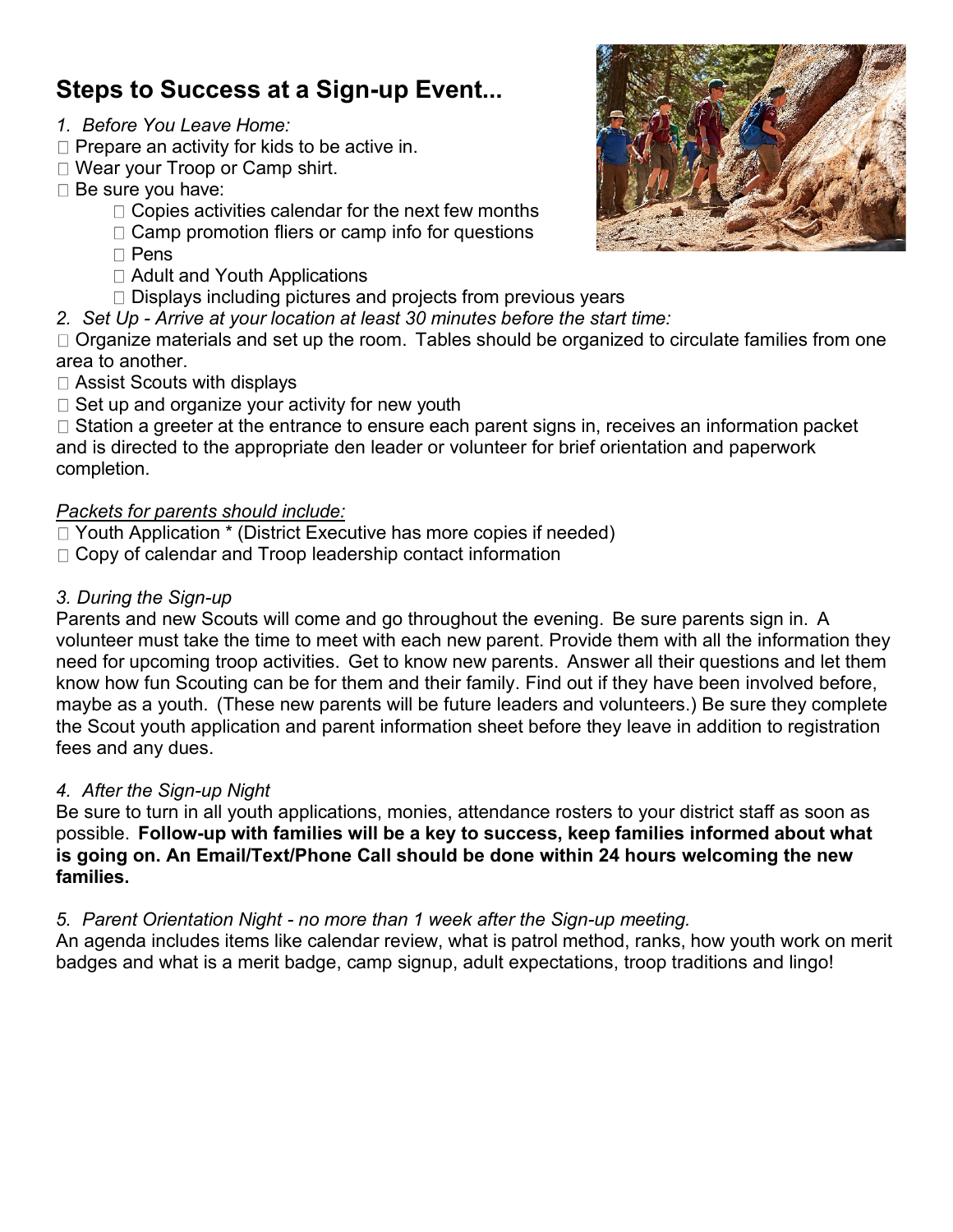## Steps to Success at a Sign-up Event...

*1. Before You Leave Home:*

- ☐ Prepare an activity for kids to be active in.
- ☐ Wear your Troop or Camp shirt.
- ☐ Be sure you have:
  - ☐ Copies activities calendar for the next few months
  - ☐ Camp promotion fliers or camp info for questions
  - ☐ Pens
  - ☐ Adult and Youth Applications
  - ☐ Displays including pictures and projects from previous years

*2. Set Up - Arrive at your location at least 30 minutes before the start time:*

- ☐ Organize materials and set up the room. Tables should be organized to circulate families from one area to another.
- ☐ Assist Scouts with displays
- ☐ Set up and organize your activity for new youth
- ☐ Station a greeter at the entrance to ensure each parent signs in, receives an information packet and is directed to the appropriate den leader or volunteer for brief orientation and paperwork completion.

<u>*Packets for parents should include:*</u>

- ☐ Youth Application * (District Executive has more copies if needed)
- ☐ Copy of calendar and Troop leadership contact information

*3. During the Sign-up*

Parents and new Scouts will come and go throughout the evening. Be sure parents sign in. A volunteer must take the time to meet with each new parent. Provide them with all the information they need for upcoming troop activities. Get to know new parents. Answer all their questions and let them know how fun Scouting can be for them and their family. Find out if they have been involved before, maybe as a youth. (These new parents will be future leaders and volunteers.) Be sure they complete the Scout youth application and parent information sheet before they leave in addition to registration fees and any dues.

*4. After the Sign-up Night*

Be sure to turn in all youth applications, monies, attendance rosters to your district staff as soon as possible. **Follow-up with families will be a key to success, keep families informed about what is going on. An Email/Text/Phone Call should be done within 24 hours welcoming the new families.**

*5. Parent Orientation Night - no more than 1 week after the Sign-up meeting.*

An agenda includes items like calendar review, what is patrol method, ranks, how youth work on merit badges and what is a merit badge, camp signup, adult expectations, troop traditions and lingo!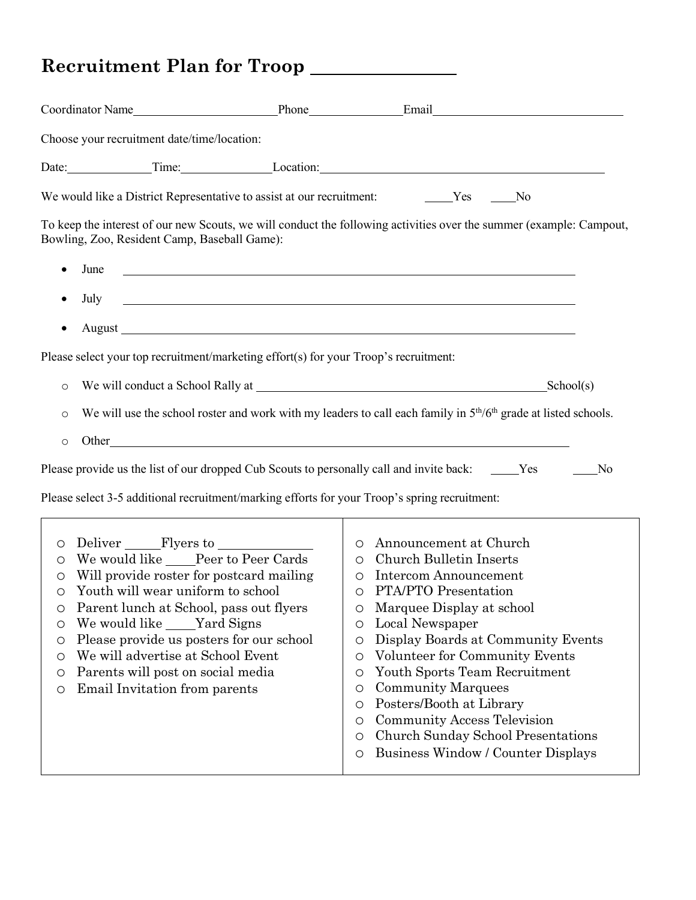# Recruitment Plan for Troop ______________

Coordinator Name______________________ Phone______________ Email____________________________

Choose your recruitment date/time/location:

Date:_____________ Time:______________ Location:_________________________________________

We would like a District Representative to assist at our recruitment: ____Yes ____No

To keep the interest of our new Scouts, we will conduct the following activities over the summer (example: Campout, Bowling, Zoo, Resident Camp, Baseball Game):

- June ____________________________________________________________________
- July ____________________________________________________________________
- August __________________________________________________________________

Please select your top recruitment/marketing effort(s) for your Troop's recruitment:

- ○ We will conduct a School Rally at ______________________________________ School(s)
- ○ We will use the school roster and work with my leaders to call each family in 5th/6th grade at listed schools.
- ○ Other___________________________________________________________________

Please provide us the list of our dropped Cub Scouts to personally call and invite back: ____Yes ____No

Please select 3-5 additional recruitment/marking efforts for your Troop's spring recruitment:

| | |
|---|---|
| ○ Deliver _____Flyers to ______________<br>○ We would like ____Peer to Peer Cards<br>○ Will provide roster for postcard mailing<br>○ Youth will wear uniform to school<br>○ Parent lunch at School, pass out flyers<br>○ We would like ____Yard Signs<br>○ Please provide us posters for our school<br>○ We will advertise at School Event<br>○ Parents will post on social media<br>○ Email Invitation from parents | ○ Announcement at Church<br>○ Church Bulletin Inserts<br>○ Intercom Announcement<br>○ PTA/PTO Presentation<br>○ Marquee Display at school<br>○ Local Newspaper<br>○ Display Boards at Community Events<br>○ Volunteer for Community Events<br>○ Youth Sports Team Recruitment<br>○ Community Marquees<br>○ Posters/Booth at Library<br>○ Community Access Television<br>○ Church Sunday School Presentations<br>○ Business Window / Counter Displays |